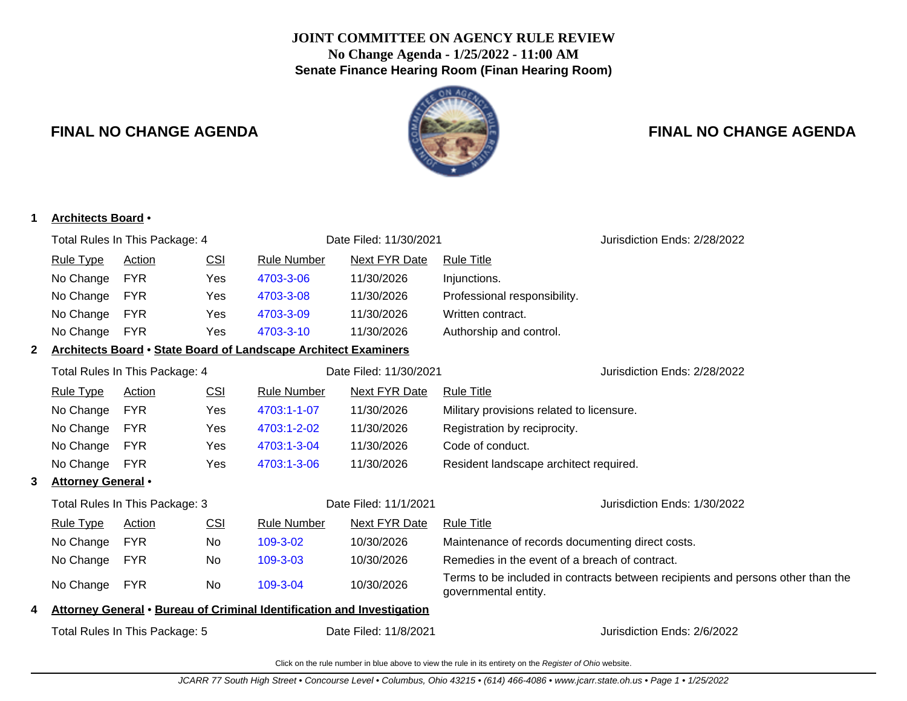# JOINT COMMITTEE ON AGENCY RULE REVIEW

**No Change Agenda - 1/25/2022 - 11:00 AM**

**Senate Finance Hearing Room (Finan Hearing Room)**

## FINAL NO CHANGE AGENDA

### 1 Architects Board •

Total Rules In This Package: 4 | Date Filed: 11/30/2021 | Jurisdiction Ends: 2/28/2022

| Rule Type | Action | CSI | Rule Number | Next FYR Date | Rule Title |
|---|---|---|---|---|---|
| No Change | FYR | Yes | 4703-3-06 | 11/30/2026 | Injunctions. |
| No Change | FYR | Yes | 4703-3-08 | 11/30/2026 | Professional responsibility. |
| No Change | FYR | Yes | 4703-3-09 | 11/30/2026 | Written contract. |
| No Change | FYR | Yes | 4703-3-10 | 11/30/2026 | Authorship and control. |

### 2 Architects Board • State Board of Landscape Architect Examiners

Total Rules In This Package: 4 | Date Filed: 11/30/2021 | Jurisdiction Ends: 2/28/2022

| Rule Type | Action | CSI | Rule Number | Next FYR Date | Rule Title |
|---|---|---|---|---|---|
| No Change | FYR | Yes | 4703:1-1-07 | 11/30/2026 | Military provisions related to licensure. |
| No Change | FYR | Yes | 4703:1-2-02 | 11/30/2026 | Registration by reciprocity. |
| No Change | FYR | Yes | 4703:1-3-04 | 11/30/2026 | Code of conduct. |
| No Change | FYR | Yes | 4703:1-3-06 | 11/30/2026 | Resident landscape architect required. |

### 3 Attorney General •

Total Rules In This Package: 3 | Date Filed: 11/1/2021 | Jurisdiction Ends: 1/30/2022

| Rule Type | Action | CSI | Rule Number | Next FYR Date | Rule Title |
|---|---|---|---|---|---|
| No Change | FYR | No | 109-3-02 | 10/30/2026 | Maintenance of records documenting direct costs. |
| No Change | FYR | No | 109-3-03 | 10/30/2026 | Remedies in the event of a breach of contract. |
| No Change | FYR | No | 109-3-04 | 10/30/2026 | Terms to be included in contracts between recipients and persons other than the governmental entity. |

### 4 Attorney General • Bureau of Criminal Identification and Investigation

Total Rules In This Package: 5 | Date Filed: 11/8/2021 | Jurisdiction Ends: 2/6/2022

Click on the rule number in blue above to view the rule in its entirety on the *Register of Ohio* website.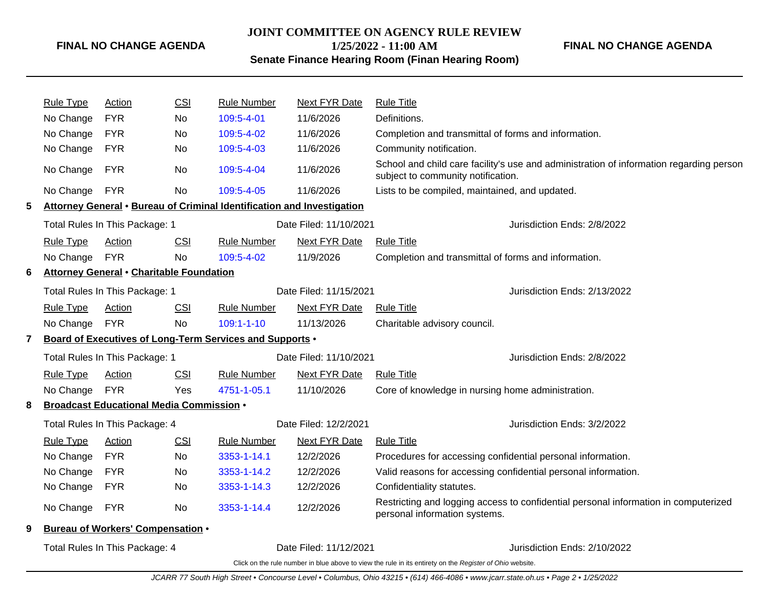| Rule Type | Action | CSI | Rule Number | Next FYR Date | Rule Title |
|---|---|---|---|---|---|
| No Change | FYR | No | 109:5-4-01 | 11/6/2026 | Definitions. |
| No Change | FYR | No | 109:5-4-02 | 11/6/2026 | Completion and transmittal of forms and information. |
| No Change | FYR | No | 109:5-4-03 | 11/6/2026 | Community notification. |
| No Change | FYR | No | 109:5-4-04 | 11/6/2026 | School and child care facility's use and administration of information regarding person subject to community notification. |
| No Change | FYR | No | 109:5-4-05 | 11/6/2026 | Lists to be compiled, maintained, and updated. |

**5 Attorney General • Bureau of Criminal Identification and Investigation**

Total Rules In This Package: 1 | Date Filed: 11/10/2021 | Jurisdiction Ends: 2/8/2022

| Rule Type | Action | CSI | Rule Number | Next FYR Date | Rule Title |
|---|---|---|---|---|---|
| No Change | FYR | No | 109:5-4-02 | 11/9/2026 | Completion and transmittal of forms and information. |

**6 Attorney General • Charitable Foundation**

Total Rules In This Package: 1 | Date Filed: 11/15/2021 | Jurisdiction Ends: 2/13/2022

| Rule Type | Action | CSI | Rule Number | Next FYR Date | Rule Title |
|---|---|---|---|---|---|
| No Change | FYR | No | 109:1-1-10 | 11/13/2026 | Charitable advisory council. |

**7 Board of Executives of Long-Term Services and Supports •**

Total Rules In This Package: 1 | Date Filed: 11/10/2021 | Jurisdiction Ends: 2/8/2022

| Rule Type | Action | CSI | Rule Number | Next FYR Date | Rule Title |
|---|---|---|---|---|---|
| No Change | FYR | Yes | 4751-1-05.1 | 11/10/2026 | Core of knowledge in nursing home administration. |

**8 Broadcast Educational Media Commission •**

Total Rules In This Package: 4 | Date Filed: 12/2/2021 | Jurisdiction Ends: 3/2/2022

| Rule Type | Action | CSI | Rule Number | Next FYR Date | Rule Title |
|---|---|---|---|---|---|
| No Change | FYR | No | 3353-1-14.1 | 12/2/2026 | Procedures for accessing confidential personal information. |
| No Change | FYR | No | 3353-1-14.2 | 12/2/2026 | Valid reasons for accessing confidential personal information. |
| No Change | FYR | No | 3353-1-14.3 | 12/2/2026 | Confidentiality statutes. |
| No Change | FYR | No | 3353-1-14.4 | 12/2/2026 | Restricting and logging access to confidential personal information in computerized personal information systems. |

**9 Bureau of Workers' Compensation •**

Total Rules In This Package: 4 | Date Filed: 11/12/2021 | Jurisdiction Ends: 2/10/2022

Click on the rule number in blue above to view the rule in its entirety on the *Register of Ohio* website.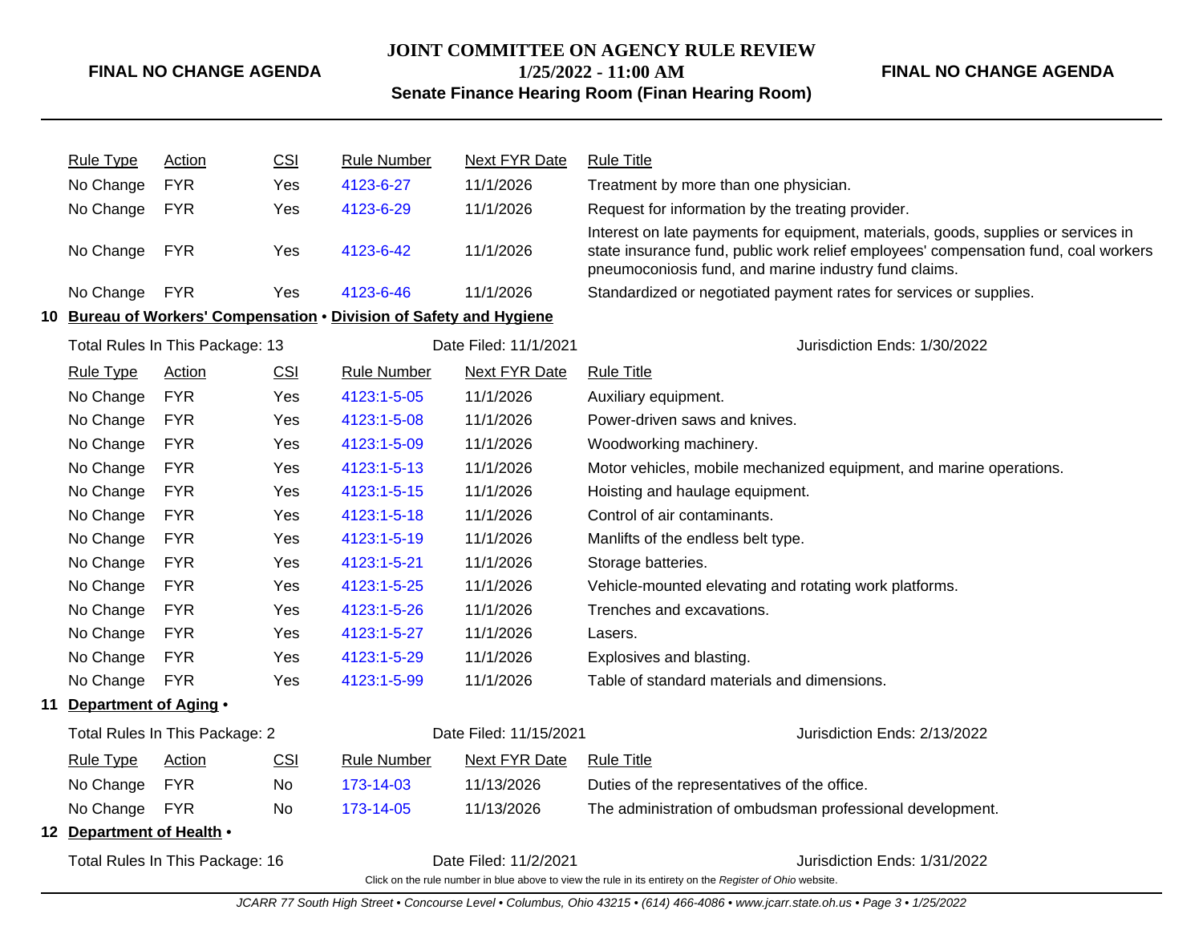| Rule Type | Action | CSI | Rule Number | Next FYR Date | Rule Title |
|---|---|---|---|---|---|
| No Change | FYR | Yes | 4123-6-27 | 11/1/2026 | Treatment by more than one physician. |
| No Change | FYR | Yes | 4123-6-29 | 11/1/2026 | Request for information by the treating provider. |
| No Change | FYR | Yes | 4123-6-42 | 11/1/2026 | Interest on late payments for equipment, materials, goods, supplies or services in state insurance fund, public work relief employees' compensation fund, coal workers pneumoconiosis fund, and marine industry fund claims. |
| No Change | FYR | Yes | 4123-6-46 | 11/1/2026 | Standardized or negotiated payment rates for services or supplies. |

## 10 Bureau of Workers' Compensation • Division of Safety and Hygiene

Total Rules In This Package: 13 | Date Filed: 11/1/2021 | Jurisdiction Ends: 1/30/2022

| Rule Type | Action | CSI | Rule Number | Next FYR Date | Rule Title |
|---|---|---|---|---|---|
| No Change | FYR | Yes | 4123:1-5-05 | 11/1/2026 | Auxiliary equipment. |
| No Change | FYR | Yes | 4123:1-5-08 | 11/1/2026 | Power-driven saws and knives. |
| No Change | FYR | Yes | 4123:1-5-09 | 11/1/2026 | Woodworking machinery. |
| No Change | FYR | Yes | 4123:1-5-13 | 11/1/2026 | Motor vehicles, mobile mechanized equipment, and marine operations. |
| No Change | FYR | Yes | 4123:1-5-15 | 11/1/2026 | Hoisting and haulage equipment. |
| No Change | FYR | Yes | 4123:1-5-18 | 11/1/2026 | Control of air contaminants. |
| No Change | FYR | Yes | 4123:1-5-19 | 11/1/2026 | Manlifts of the endless belt type. |
| No Change | FYR | Yes | 4123:1-5-21 | 11/1/2026 | Storage batteries. |
| No Change | FYR | Yes | 4123:1-5-25 | 11/1/2026 | Vehicle-mounted elevating and rotating work platforms. |
| No Change | FYR | Yes | 4123:1-5-26 | 11/1/2026 | Trenches and excavations. |
| No Change | FYR | Yes | 4123:1-5-27 | 11/1/2026 | Lasers. |
| No Change | FYR | Yes | 4123:1-5-29 | 11/1/2026 | Explosives and blasting. |
| No Change | FYR | Yes | 4123:1-5-99 | 11/1/2026 | Table of standard materials and dimensions. |

## 11 Department of Aging •

Total Rules In This Package: 2 | Date Filed: 11/15/2021 | Jurisdiction Ends: 2/13/2022

| Rule Type | Action | CSI | Rule Number | Next FYR Date | Rule Title |
|---|---|---|---|---|---|
| No Change | FYR | No | 173-14-03 | 11/13/2026 | Duties of the representatives of the office. |
| No Change | FYR | No | 173-14-05 | 11/13/2026 | The administration of ombudsman professional development. |

## 12 Department of Health •

Total Rules In This Package: 16 | Date Filed: 11/2/2021 | Jurisdiction Ends: 1/31/2022

Click on the rule number in blue above to view the rule in its entirety on the *Register of Ohio* website.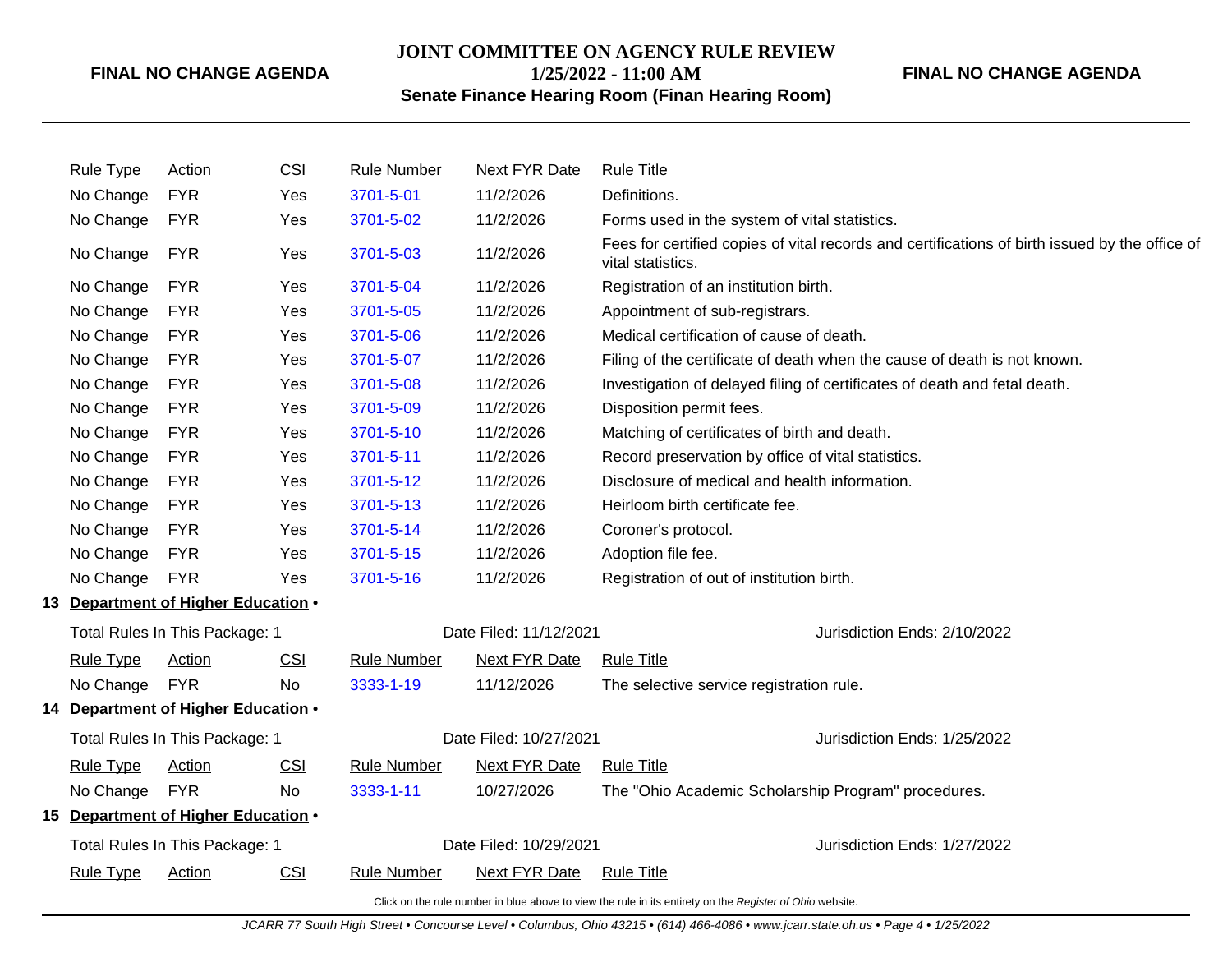| Rule Type | Action | CSI | Rule Number | Next FYR Date | Rule Title |
|---|---|---|---|---|---|
| No Change | FYR | Yes | 3701-5-01 | 11/2/2026 | Definitions. |
| No Change | FYR | Yes | 3701-5-02 | 11/2/2026 | Forms used in the system of vital statistics. |
| No Change | FYR | Yes | 3701-5-03 | 11/2/2026 | Fees for certified copies of vital records and certifications of birth issued by the office of vital statistics. |
| No Change | FYR | Yes | 3701-5-04 | 11/2/2026 | Registration of an institution birth. |
| No Change | FYR | Yes | 3701-5-05 | 11/2/2026 | Appointment of sub-registrars. |
| No Change | FYR | Yes | 3701-5-06 | 11/2/2026 | Medical certification of cause of death. |
| No Change | FYR | Yes | 3701-5-07 | 11/2/2026 | Filing of the certificate of death when the cause of death is not known. |
| No Change | FYR | Yes | 3701-5-08 | 11/2/2026 | Investigation of delayed filing of certificates of death and fetal death. |
| No Change | FYR | Yes | 3701-5-09 | 11/2/2026 | Disposition permit fees. |
| No Change | FYR | Yes | 3701-5-10 | 11/2/2026 | Matching of certificates of birth and death. |
| No Change | FYR | Yes | 3701-5-11 | 11/2/2026 | Record preservation by office of vital statistics. |
| No Change | FYR | Yes | 3701-5-12 | 11/2/2026 | Disclosure of medical and health information. |
| No Change | FYR | Yes | 3701-5-13 | 11/2/2026 | Heirloom birth certificate fee. |
| No Change | FYR | Yes | 3701-5-14 | 11/2/2026 | Coroner's protocol. |
| No Change | FYR | Yes | 3701-5-15 | 11/2/2026 | Adoption file fee. |
| No Change | FYR | Yes | 3701-5-16 | 11/2/2026 | Registration of out of institution birth. |

## 13 Department of Higher Education •

Total Rules In This Package: 1 | Date Filed: 11/12/2021 | Jurisdiction Ends: 2/10/2022

| Rule Type | Action | CSI | Rule Number | Next FYR Date | Rule Title |
|---|---|---|---|---|---|
| No Change | FYR | No | 3333-1-19 | 11/12/2026 | The selective service registration rule. |

## 14 Department of Higher Education •

Total Rules In This Package: 1 | Date Filed: 10/27/2021 | Jurisdiction Ends: 1/25/2022

| Rule Type | Action | CSI | Rule Number | Next FYR Date | Rule Title |
|---|---|---|---|---|---|
| No Change | FYR | No | 3333-1-11 | 10/27/2026 | The "Ohio Academic Scholarship Program" procedures. |

## 15 Department of Higher Education •

Total Rules In This Package: 1 | Date Filed: 10/29/2021 | Jurisdiction Ends: 1/27/2022

| Rule Type | Action | CSI | Rule Number | Next FYR Date | Rule Title |
|---|---|---|---|---|---|

Click on the rule number in blue above to view the rule in its entirety on the *Register of Ohio* website.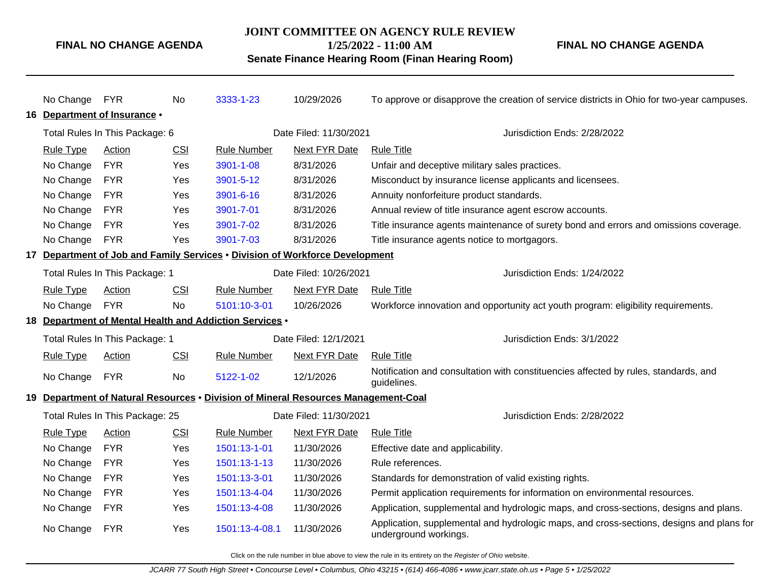| Rule Type | Action | CSI | Rule Number | Next FYR Date | Rule Title |
|---|---|---|---|---|---|
| No Change | FYR | No | 3333-1-23 | 10/29/2026 | To approve or disapprove the creation of service districts in Ohio for two-year campuses. |

**16 Department of Insurance •**

Total Rules In This Package: 6 | Date Filed: 11/30/2021 | Jurisdiction Ends: 2/28/2022

| Rule Type | Action | CSI | Rule Number | Next FYR Date | Rule Title |
|---|---|---|---|---|---|
| No Change | FYR | Yes | 3901-1-08 | 8/31/2026 | Unfair and deceptive military sales practices. |
| No Change | FYR | Yes | 3901-5-12 | 8/31/2026 | Misconduct by insurance license applicants and licensees. |
| No Change | FYR | Yes | 3901-6-16 | 8/31/2026 | Annuity nonforfeiture product standards. |
| No Change | FYR | Yes | 3901-7-01 | 8/31/2026 | Annual review of title insurance agent escrow accounts. |
| No Change | FYR | Yes | 3901-7-02 | 8/31/2026 | Title insurance agents maintenance of surety bond and errors and omissions coverage. |
| No Change | FYR | Yes | 3901-7-03 | 8/31/2026 | Title insurance agents notice to mortgagors. |

**17 Department of Job and Family Services • Division of Workforce Development**

Total Rules In This Package: 1 | Date Filed: 10/26/2021 | Jurisdiction Ends: 1/24/2022

| Rule Type | Action | CSI | Rule Number | Next FYR Date | Rule Title |
|---|---|---|---|---|---|
| No Change | FYR | No | 5101:10-3-01 | 10/26/2026 | Workforce innovation and opportunity act youth program: eligibility requirements. |

**18 Department of Mental Health and Addiction Services •**

Total Rules In This Package: 1 | Date Filed: 12/1/2021 | Jurisdiction Ends: 3/1/2022

| Rule Type | Action | CSI | Rule Number | Next FYR Date | Rule Title |
|---|---|---|---|---|---|
| No Change | FYR | No | 5122-1-02 | 12/1/2026 | Notification and consultation with constituencies affected by rules, standards, and guidelines. |

**19 Department of Natural Resources • Division of Mineral Resources Management-Coal**

Total Rules In This Package: 25 | Date Filed: 11/30/2021 | Jurisdiction Ends: 2/28/2022

| Rule Type | Action | CSI | Rule Number | Next FYR Date | Rule Title |
|---|---|---|---|---|---|
| No Change | FYR | Yes | 1501:13-1-01 | 11/30/2026 | Effective date and applicability. |
| No Change | FYR | Yes | 1501:13-1-13 | 11/30/2026 | Rule references. |
| No Change | FYR | Yes | 1501:13-3-01 | 11/30/2026 | Standards for demonstration of valid existing rights. |
| No Change | FYR | Yes | 1501:13-4-04 | 11/30/2026 | Permit application requirements for information on environmental resources. |
| No Change | FYR | Yes | 1501:13-4-08 | 11/30/2026 | Application, supplemental and hydrologic maps, and cross-sections, designs and plans. |
| No Change | FYR | Yes | 1501:13-4-08.1 | 11/30/2026 | Application, supplemental and hydrologic maps, and cross-sections, designs and plans for underground workings. |

Click on the rule number in blue above to view the rule in its entirety on the *Register of Ohio* website.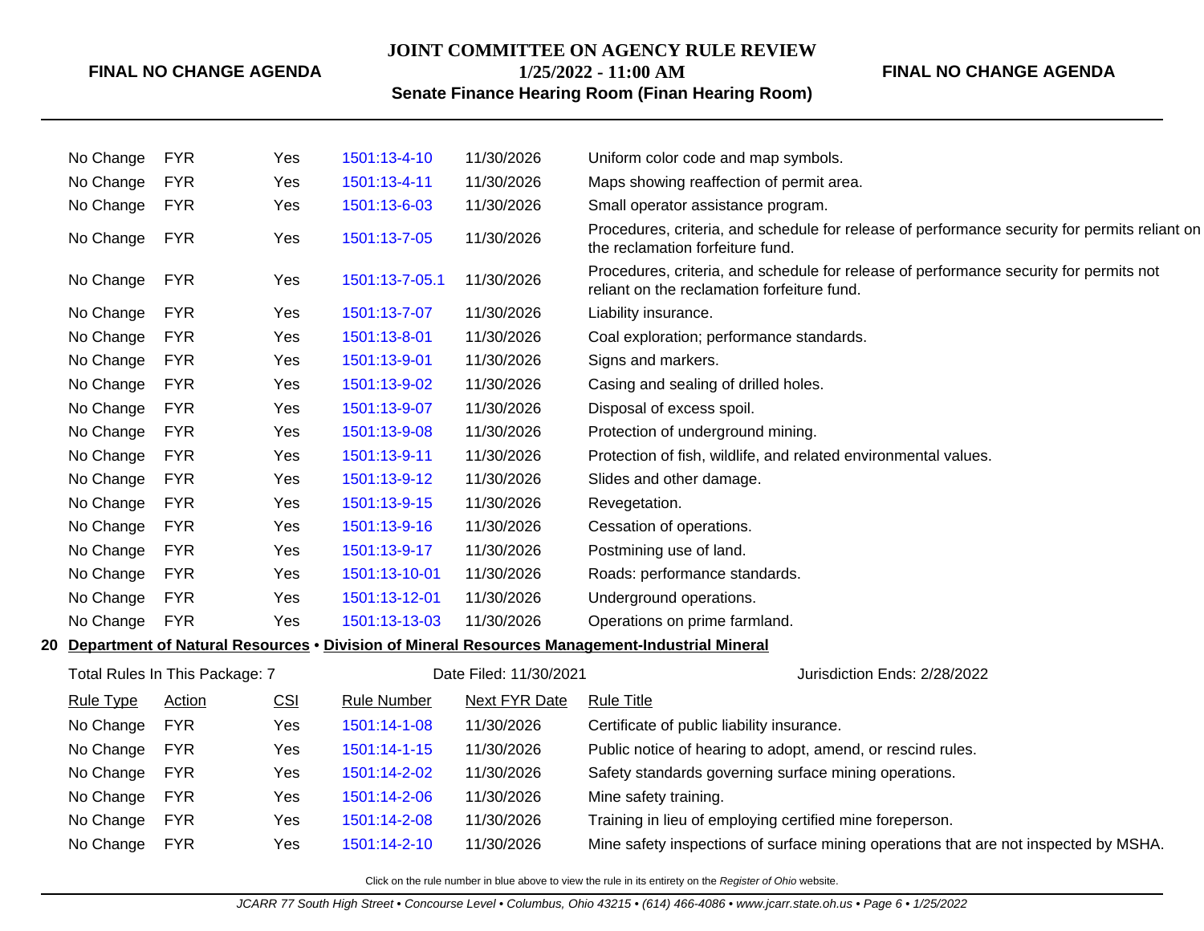| | | | | | |
|---|---|---|---|---|---|
| No Change | FYR | Yes | 1501:13-4-10 | 11/30/2026 | Uniform color code and map symbols. |
| No Change | FYR | Yes | 1501:13-4-11 | 11/30/2026 | Maps showing reaffection of permit area. |
| No Change | FYR | Yes | 1501:13-6-03 | 11/30/2026 | Small operator assistance program. |
| No Change | FYR | Yes | 1501:13-7-05 | 11/30/2026 | Procedures, criteria, and schedule for release of performance security for permits reliant on the reclamation forfeiture fund. |
| No Change | FYR | Yes | 1501:13-7-05.1 | 11/30/2026 | Procedures, criteria, and schedule for release of performance security for permits not reliant on the reclamation forfeiture fund. |
| No Change | FYR | Yes | 1501:13-7-07 | 11/30/2026 | Liability insurance. |
| No Change | FYR | Yes | 1501:13-8-01 | 11/30/2026 | Coal exploration; performance standards. |
| No Change | FYR | Yes | 1501:13-9-01 | 11/30/2026 | Signs and markers. |
| No Change | FYR | Yes | 1501:13-9-02 | 11/30/2026 | Casing and sealing of drilled holes. |
| No Change | FYR | Yes | 1501:13-9-07 | 11/30/2026 | Disposal of excess spoil. |
| No Change | FYR | Yes | 1501:13-9-08 | 11/30/2026 | Protection of underground mining. |
| No Change | FYR | Yes | 1501:13-9-11 | 11/30/2026 | Protection of fish, wildlife, and related environmental values. |
| No Change | FYR | Yes | 1501:13-9-12 | 11/30/2026 | Slides and other damage. |
| No Change | FYR | Yes | 1501:13-9-15 | 11/30/2026 | Revegetation. |
| No Change | FYR | Yes | 1501:13-9-16 | 11/30/2026 | Cessation of operations. |
| No Change | FYR | Yes | 1501:13-9-17 | 11/30/2026 | Postmining use of land. |
| No Change | FYR | Yes | 1501:13-10-01 | 11/30/2026 | Roads: performance standards. |
| No Change | FYR | Yes | 1501:13-12-01 | 11/30/2026 | Underground operations. |
| No Change | FYR | Yes | 1501:13-13-03 | 11/30/2026 | Operations on prime farmland. |

**20 Department of Natural Resources • Division of Mineral Resources Management-Industrial Mineral**

Total Rules In This Package: 7 | Date Filed: 11/30/2021 | Jurisdiction Ends: 2/28/2022

| Rule Type | Action | CSI | Rule Number | Next FYR Date | Rule Title |
|---|---|---|---|---|---|
| No Change | FYR | Yes | 1501:14-1-08 | 11/30/2026 | Certificate of public liability insurance. |
| No Change | FYR | Yes | 1501:14-1-15 | 11/30/2026 | Public notice of hearing to adopt, amend, or rescind rules. |
| No Change | FYR | Yes | 1501:14-2-02 | 11/30/2026 | Safety standards governing surface mining operations. |
| No Change | FYR | Yes | 1501:14-2-06 | 11/30/2026 | Mine safety training. |
| No Change | FYR | Yes | 1501:14-2-08 | 11/30/2026 | Training in lieu of employing certified mine foreperson. |
| No Change | FYR | Yes | 1501:14-2-10 | 11/30/2026 | Mine safety inspections of surface mining operations that are not inspected by MSHA. |

Click on the rule number in blue above to view the rule in its entirety on the *Register of Ohio* website.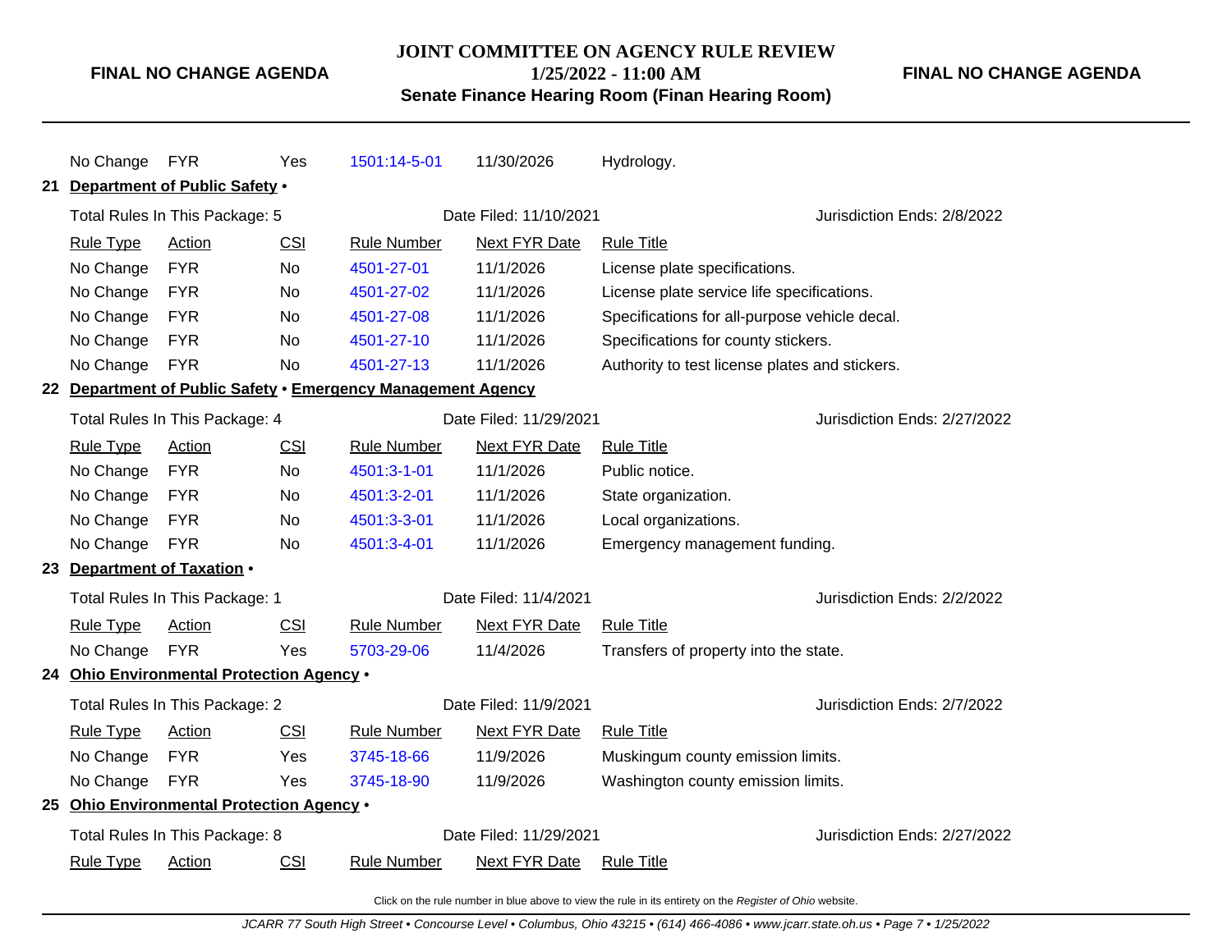| Rule Type | Action | CSI | Rule Number | Next FYR Date | Rule Title |
|---|---|---|---|---|---|
| No Change | FYR | Yes | 1501:14-5-01 | 11/30/2026 | Hydrology. |

**21 Department of Public Safety •**

Total Rules In This Package: 5 | Date Filed: 11/10/2021 | Jurisdiction Ends: 2/8/2022

| Rule Type | Action | CSI | Rule Number | Next FYR Date | Rule Title |
|---|---|---|---|---|---|
| No Change | FYR | No | 4501-27-01 | 11/1/2026 | License plate specifications. |
| No Change | FYR | No | 4501-27-02 | 11/1/2026 | License plate service life specifications. |
| No Change | FYR | No | 4501-27-08 | 11/1/2026 | Specifications for all-purpose vehicle decal. |
| No Change | FYR | No | 4501-27-10 | 11/1/2026 | Specifications for county stickers. |
| No Change | FYR | No | 4501-27-13 | 11/1/2026 | Authority to test license plates and stickers. |

**22 Department of Public Safety • Emergency Management Agency**

Total Rules In This Package: 4 | Date Filed: 11/29/2021 | Jurisdiction Ends: 2/27/2022

| Rule Type | Action | CSI | Rule Number | Next FYR Date | Rule Title |
|---|---|---|---|---|---|
| No Change | FYR | No | 4501:3-1-01 | 11/1/2026 | Public notice. |
| No Change | FYR | No | 4501:3-2-01 | 11/1/2026 | State organization. |
| No Change | FYR | No | 4501:3-3-01 | 11/1/2026 | Local organizations. |
| No Change | FYR | No | 4501:3-4-01 | 11/1/2026 | Emergency management funding. |

**23 Department of Taxation •**

Total Rules In This Package: 1 | Date Filed: 11/4/2021 | Jurisdiction Ends: 2/2/2022

| Rule Type | Action | CSI | Rule Number | Next FYR Date | Rule Title |
|---|---|---|---|---|---|
| No Change | FYR | Yes | 5703-29-06 | 11/4/2026 | Transfers of property into the state. |

**24 Ohio Environmental Protection Agency •**

Total Rules In This Package: 2 | Date Filed: 11/9/2021 | Jurisdiction Ends: 2/7/2022

| Rule Type | Action | CSI | Rule Number | Next FYR Date | Rule Title |
|---|---|---|---|---|---|
| No Change | FYR | Yes | 3745-18-66 | 11/9/2026 | Muskingum county emission limits. |
| No Change | FYR | Yes | 3745-18-90 | 11/9/2026 | Washington county emission limits. |

**25 Ohio Environmental Protection Agency •**

Total Rules In This Package: 8 | Date Filed: 11/29/2021 | Jurisdiction Ends: 2/27/2022

| Rule Type | Action | CSI | Rule Number | Next FYR Date | Rule Title |
|---|---|---|---|---|---|

Click on the rule number in blue above to view the rule in its entirety on the *Register of Ohio* website.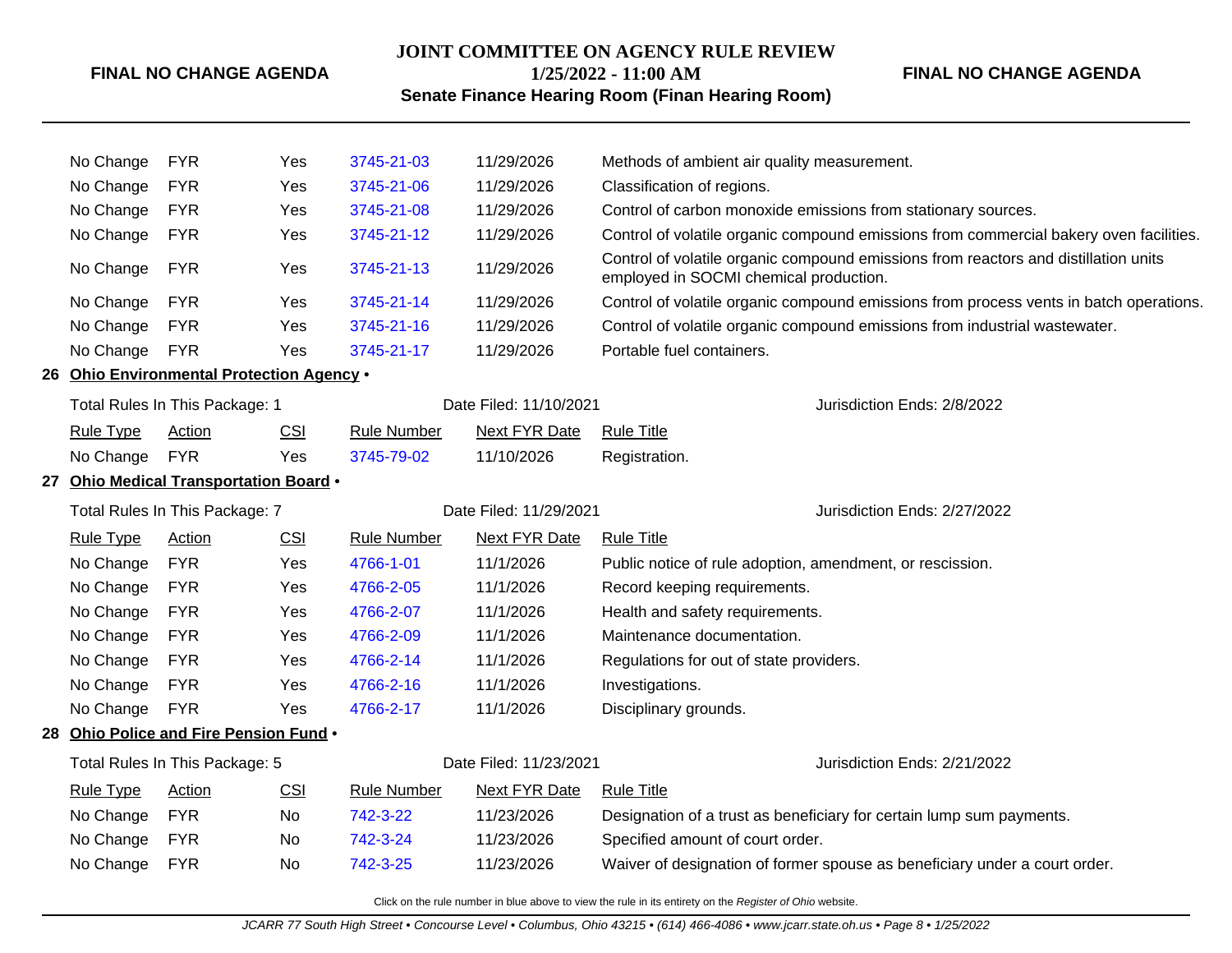| Rule Type | Action | CSI | Rule Number | Next FYR Date | Rule Title |
|---|---|---|---|---|---|
| No Change | FYR | Yes | 3745-21-03 | 11/29/2026 | Methods of ambient air quality measurement. |
| No Change | FYR | Yes | 3745-21-06 | 11/29/2026 | Classification of regions. |
| No Change | FYR | Yes | 3745-21-08 | 11/29/2026 | Control of carbon monoxide emissions from stationary sources. |
| No Change | FYR | Yes | 3745-21-12 | 11/29/2026 | Control of volatile organic compound emissions from commercial bakery oven facilities. |
| No Change | FYR | Yes | 3745-21-13 | 11/29/2026 | Control of volatile organic compound emissions from reactors and distillation units employed in SOCMI chemical production. |
| No Change | FYR | Yes | 3745-21-14 | 11/29/2026 | Control of volatile organic compound emissions from process vents in batch operations. |
| No Change | FYR | Yes | 3745-21-16 | 11/29/2026 | Control of volatile organic compound emissions from industrial wastewater. |
| No Change | FYR | Yes | 3745-21-17 | 11/29/2026 | Portable fuel containers. |

## 26 Ohio Environmental Protection Agency •

Total Rules In This Package: 1 | Date Filed: 11/10/2021 | Jurisdiction Ends: 2/8/2022

| Rule Type | Action | CSI | Rule Number | Next FYR Date | Rule Title |
|---|---|---|---|---|---|
| No Change | FYR | Yes | 3745-79-02 | 11/10/2026 | Registration. |

## 27 Ohio Medical Transportation Board •

Total Rules In This Package: 7 | Date Filed: 11/29/2021 | Jurisdiction Ends: 2/27/2022

| Rule Type | Action | CSI | Rule Number | Next FYR Date | Rule Title |
|---|---|---|---|---|---|
| No Change | FYR | Yes | 4766-1-01 | 11/1/2026 | Public notice of rule adoption, amendment, or rescission. |
| No Change | FYR | Yes | 4766-2-05 | 11/1/2026 | Record keeping requirements. |
| No Change | FYR | Yes | 4766-2-07 | 11/1/2026 | Health and safety requirements. |
| No Change | FYR | Yes | 4766-2-09 | 11/1/2026 | Maintenance documentation. |
| No Change | FYR | Yes | 4766-2-14 | 11/1/2026 | Regulations for out of state providers. |
| No Change | FYR | Yes | 4766-2-16 | 11/1/2026 | Investigations. |
| No Change | FYR | Yes | 4766-2-17 | 11/1/2026 | Disciplinary grounds. |

## 28 Ohio Police and Fire Pension Fund •

Total Rules In This Package: 5 | Date Filed: 11/23/2021 | Jurisdiction Ends: 2/21/2022

| Rule Type | Action | CSI | Rule Number | Next FYR Date | Rule Title |
|---|---|---|---|---|---|
| No Change | FYR | No | 742-3-22 | 11/23/2026 | Designation of a trust as beneficiary for certain lump sum payments. |
| No Change | FYR | No | 742-3-24 | 11/23/2026 | Specified amount of court order. |
| No Change | FYR | No | 742-3-25 | 11/23/2026 | Waiver of designation of former spouse as beneficiary under a court order. |

Click on the rule number in blue above to view the rule in its entirety on the *Register of Ohio* website.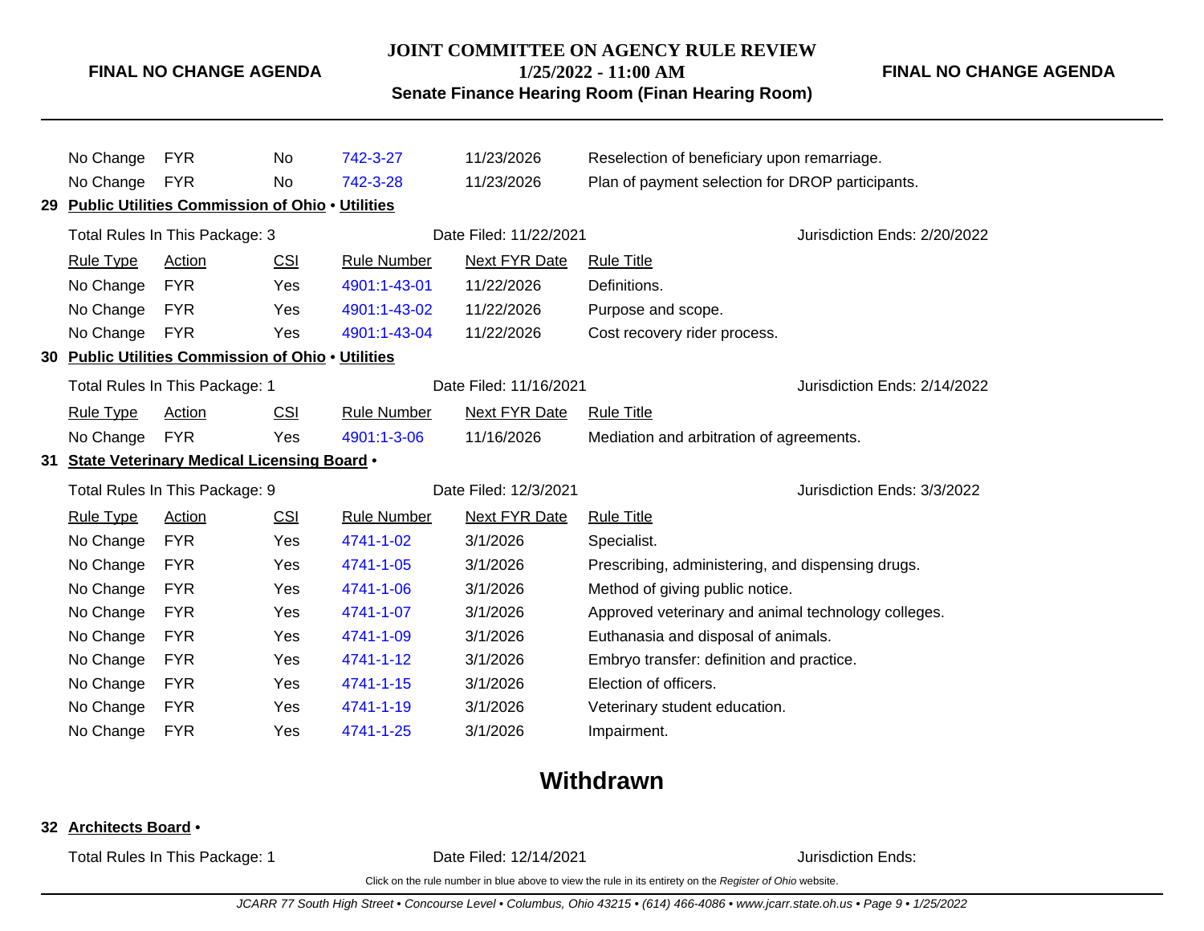| Rule Type | Action | CSI | Rule Number | Next FYR Date | Rule Title |
|---|---|---|---|---|---|
| No Change | FYR | No | 742-3-27 | 11/23/2026 | Reselection of beneficiary upon remarriage. |
| No Change | FYR | No | 742-3-28 | 11/23/2026 | Plan of payment selection for DROP participants. |

**29 Public Utilities Commission of Ohio • Utilities**

Total Rules In This Package: 3 | Date Filed: 11/22/2021 | Jurisdiction Ends: 2/20/2022

| Rule Type | Action | CSI | Rule Number | Next FYR Date | Rule Title |
|---|---|---|---|---|---|
| No Change | FYR | Yes | 4901:1-43-01 | 11/22/2026 | Definitions. |
| No Change | FYR | Yes | 4901:1-43-02 | 11/22/2026 | Purpose and scope. |
| No Change | FYR | Yes | 4901:1-43-04 | 11/22/2026 | Cost recovery rider process. |

**30 Public Utilities Commission of Ohio • Utilities**

Total Rules In This Package: 1 | Date Filed: 11/16/2021 | Jurisdiction Ends: 2/14/2022

| Rule Type | Action | CSI | Rule Number | Next FYR Date | Rule Title |
|---|---|---|---|---|---|
| No Change | FYR | Yes | 4901:1-3-06 | 11/16/2026 | Mediation and arbitration of agreements. |

**31 State Veterinary Medical Licensing Board •**

Total Rules In This Package: 9 | Date Filed: 12/3/2021 | Jurisdiction Ends: 3/3/2022

| Rule Type | Action | CSI | Rule Number | Next FYR Date | Rule Title |
|---|---|---|---|---|---|
| No Change | FYR | Yes | 4741-1-02 | 3/1/2026 | Specialist. |
| No Change | FYR | Yes | 4741-1-05 | 3/1/2026 | Prescribing, administering, and dispensing drugs. |
| No Change | FYR | Yes | 4741-1-06 | 3/1/2026 | Method of giving public notice. |
| No Change | FYR | Yes | 4741-1-07 | 3/1/2026 | Approved veterinary and animal technology colleges. |
| No Change | FYR | Yes | 4741-1-09 | 3/1/2026 | Euthanasia and disposal of animals. |
| No Change | FYR | Yes | 4741-1-12 | 3/1/2026 | Embryo transfer: definition and practice. |
| No Change | FYR | Yes | 4741-1-15 | 3/1/2026 | Election of officers. |
| No Change | FYR | Yes | 4741-1-19 | 3/1/2026 | Veterinary student education. |
| No Change | FYR | Yes | 4741-1-25 | 3/1/2026 | Impairment. |

## Withdrawn

**32 Architects Board •**

Total Rules In This Package: 1 | Date Filed: 12/14/2021 | Jurisdiction Ends:

Click on the rule number in blue above to view the rule in its entirety on the *Register of Ohio* website.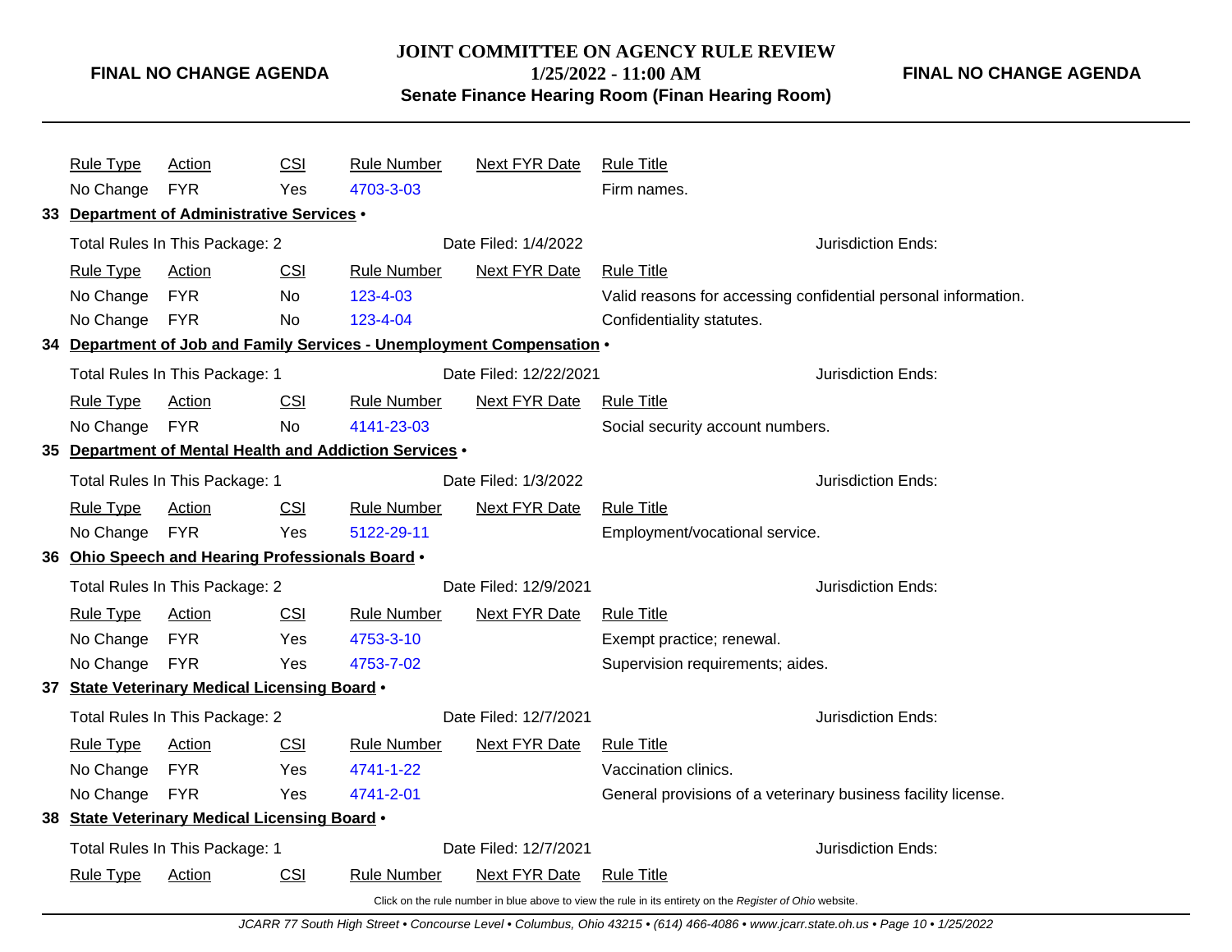| Rule Type | Action | CSI | Rule Number | Next FYR Date | Rule Title |
|---|---|---|---|---|---|
| No Change | FYR | Yes | 4703-3-03 | | Firm names. |

**33 Department of Administrative Services •**

Total Rules In This Package: 2 — Date Filed: 1/4/2022 — Jurisdiction Ends:

| Rule Type | Action | CSI | Rule Number | Next FYR Date | Rule Title |
|---|---|---|---|---|---|
| No Change | FYR | No | 123-4-03 | | Valid reasons for accessing confidential personal information. |
| No Change | FYR | No | 123-4-04 | | Confidentiality statutes. |

**34 Department of Job and Family Services - Unemployment Compensation •**

Total Rules In This Package: 1 — Date Filed: 12/22/2021 — Jurisdiction Ends:

| Rule Type | Action | CSI | Rule Number | Next FYR Date | Rule Title |
|---|---|---|---|---|---|
| No Change | FYR | No | 4141-23-03 | | Social security account numbers. |

**35 Department of Mental Health and Addiction Services •**

Total Rules In This Package: 1 — Date Filed: 1/3/2022 — Jurisdiction Ends:

| Rule Type | Action | CSI | Rule Number | Next FYR Date | Rule Title |
|---|---|---|---|---|---|
| No Change | FYR | Yes | 5122-29-11 | | Employment/vocational service. |

**36 Ohio Speech and Hearing Professionals Board •**

Total Rules In This Package: 2 — Date Filed: 12/9/2021 — Jurisdiction Ends:

| Rule Type | Action | CSI | Rule Number | Next FYR Date | Rule Title |
|---|---|---|---|---|---|
| No Change | FYR | Yes | 4753-3-10 | | Exempt practice; renewal. |
| No Change | FYR | Yes | 4753-7-02 | | Supervision requirements; aides. |

**37 State Veterinary Medical Licensing Board •**

Total Rules In This Package: 2 — Date Filed: 12/7/2021 — Jurisdiction Ends:

| Rule Type | Action | CSI | Rule Number | Next FYR Date | Rule Title |
|---|---|---|---|---|---|
| No Change | FYR | Yes | 4741-1-22 | | Vaccination clinics. |
| No Change | FYR | Yes | 4741-2-01 | | General provisions of a veterinary business facility license. |

**38 State Veterinary Medical Licensing Board •**

Total Rules In This Package: 1 — Date Filed: 12/7/2021 — Jurisdiction Ends:

| Rule Type | Action | CSI | Rule Number | Next FYR Date | Rule Title |
|---|---|---|---|---|---|

Click on the rule number in blue above to view the rule in its entirety on the *Register of Ohio* website.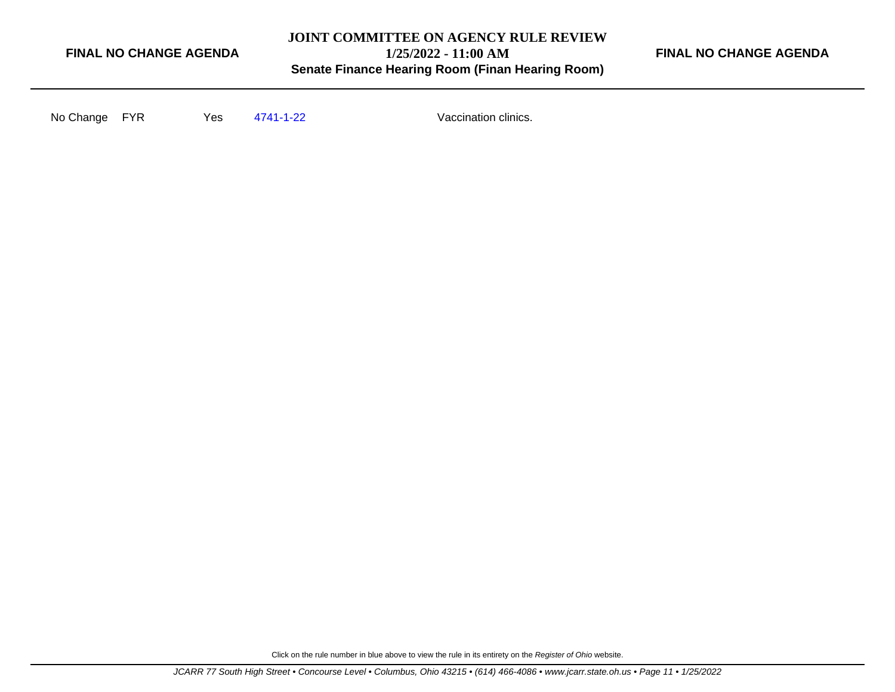| | | | | |
|---|---|---|---|---|
| No Change | FYR | Yes | 4741-1-22 | Vaccination clinics. |

Click on the rule number in blue above to view the rule in its entirety on the *Register of Ohio* website.